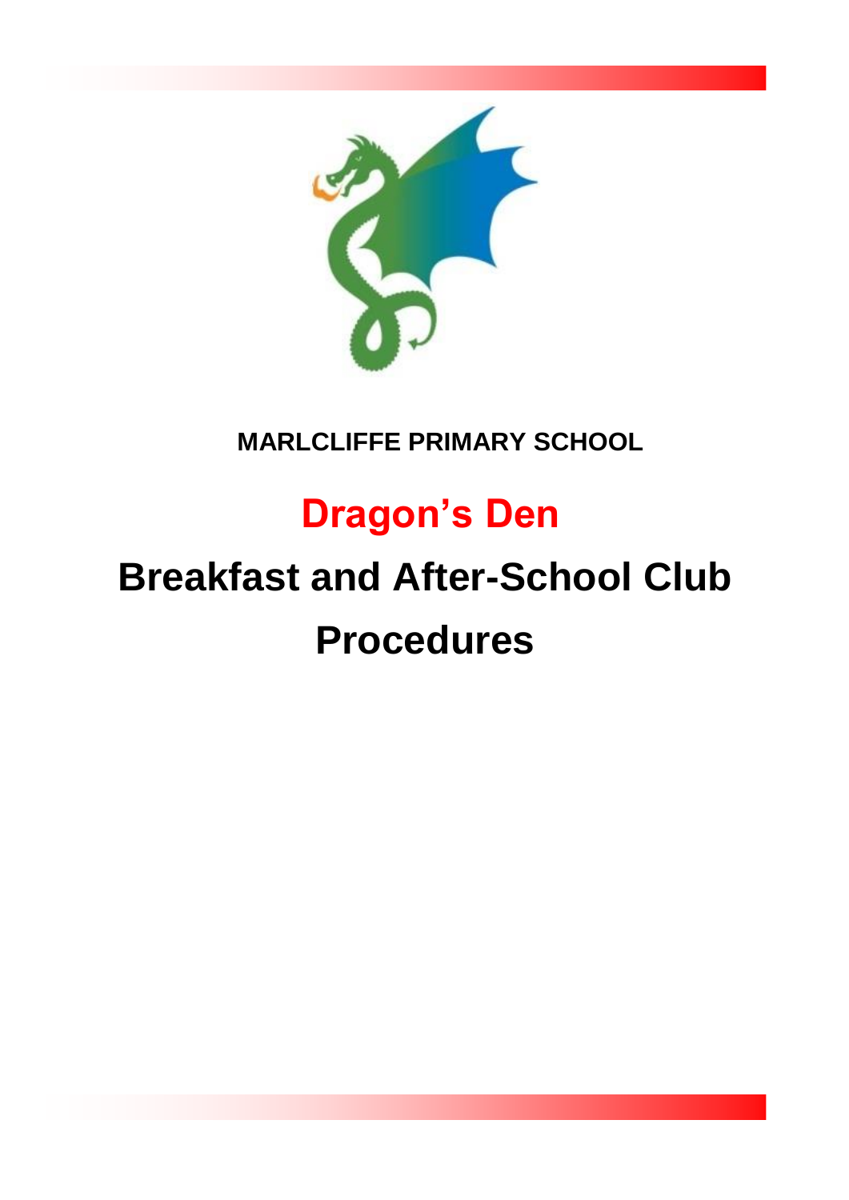**MARLCLIFFE PRIMARY SCHOOL**

# Dragon's Den

# Breakfast and After-School Club Procedures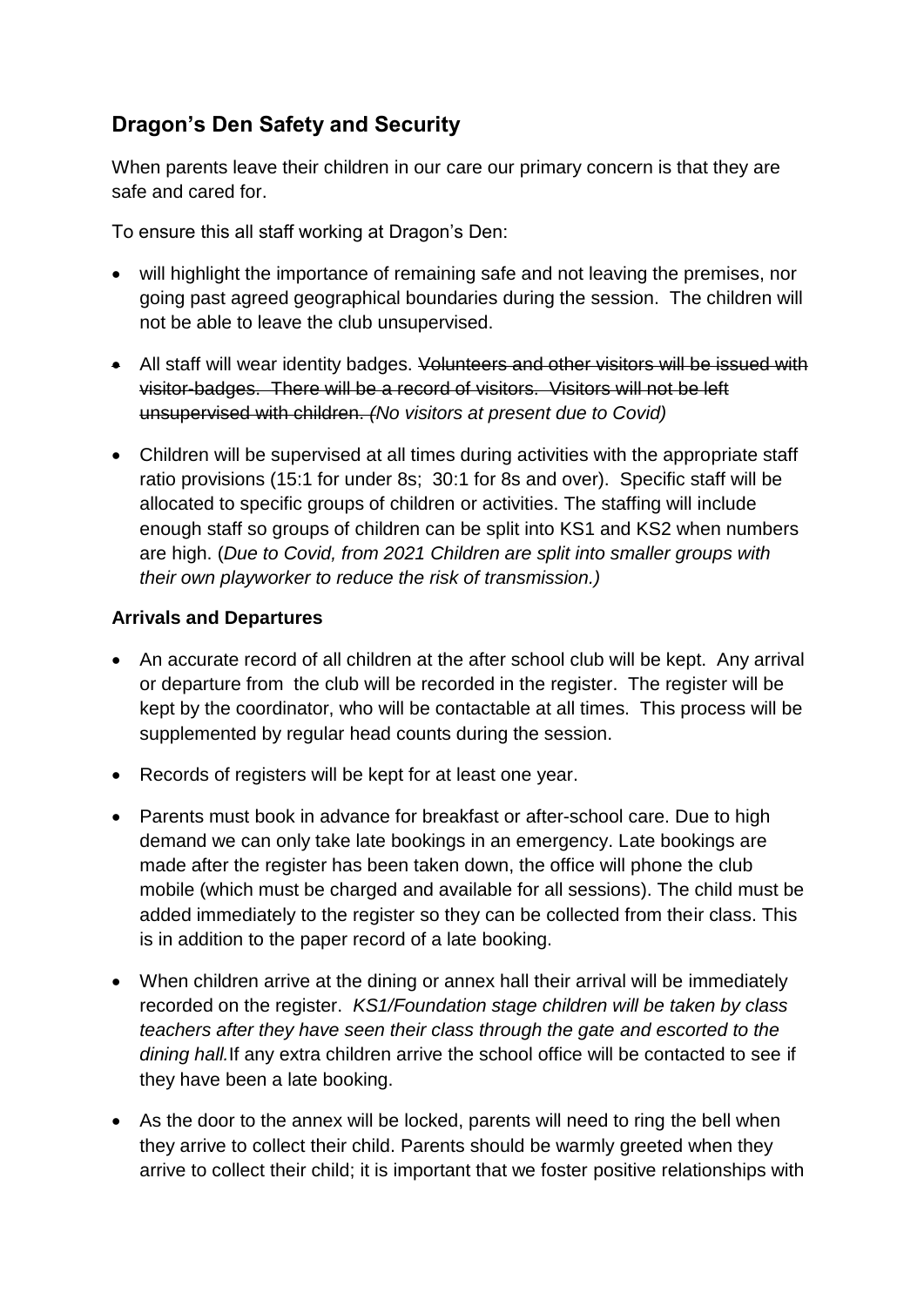## Dragon's Den Safety and Security

When parents leave their children in our care our primary concern is that they are safe and cared for.

To ensure this all staff working at Dragon's Den:

- will highlight the importance of remaining safe and not leaving the premises, nor going past agreed geographical boundaries during the session. The children will not be able to leave the club unsupervised.
- All staff will wear identity badges. ~~Volunteers and other visitors will be issued with visitor-badges. There will be a record of visitors. Visitors will not be left unsupervised with children.~~ *(No visitors at present due to Covid)*
- Children will be supervised at all times during activities with the appropriate staff ratio provisions (15:1 for under 8s; 30:1 for 8s and over). Specific staff will be allocated to specific groups of children or activities. The staffing will include enough staff so groups of children can be split into KS1 and KS2 when numbers are high. (*Due to Covid, from 2021 Children are split into smaller groups with their own playworker to reduce the risk of transmission.)*

**Arrivals and Departures**

- An accurate record of all children at the after school club will be kept. Any arrival or departure from the club will be recorded in the register. The register will be kept by the coordinator, who will be contactable at all times. This process will be supplemented by regular head counts during the session.
- Records of registers will be kept for at least one year.
- Parents must book in advance for breakfast or after-school care. Due to high demand we can only take late bookings in an emergency. Late bookings are made after the register has been taken down, the office will phone the club mobile (which must be charged and available for all sessions). The child must be added immediately to the register so they can be collected from their class. This is in addition to the paper record of a late booking.
- When children arrive at the dining or annex hall their arrival will be immediately recorded on the register. *KS1/Foundation stage children will be taken by class teachers after they have seen their class through the gate and escorted to the dining hall.* If any extra children arrive the school office will be contacted to see if they have been a late booking.
- As the door to the annex will be locked, parents will need to ring the bell when they arrive to collect their child. Parents should be warmly greeted when they arrive to collect their child; it is important that we foster positive relationships with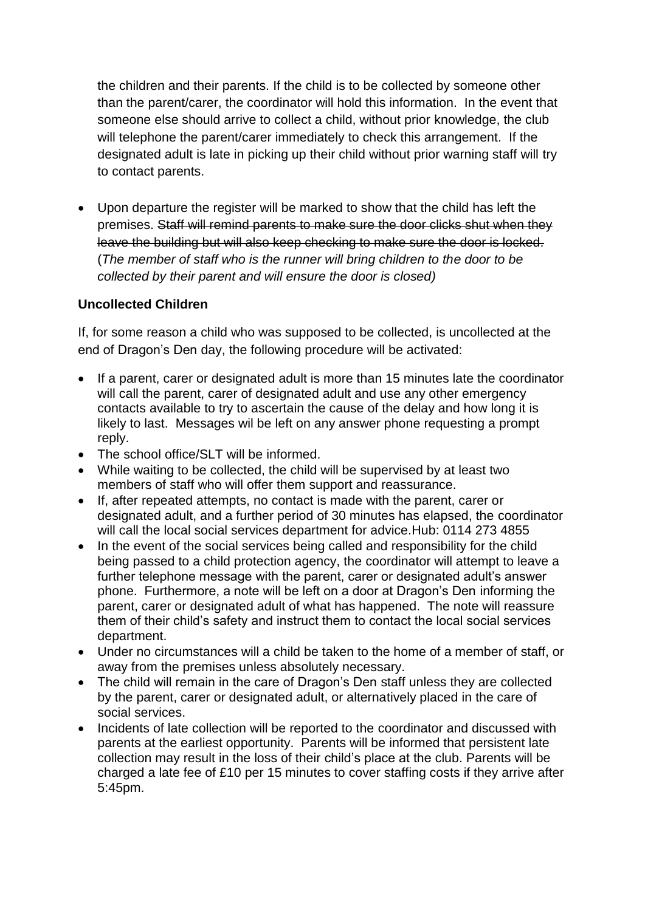the children and their parents. If the child is to be collected by someone other than the parent/carer, the coordinator will hold this information. In the event that someone else should arrive to collect a child, without prior knowledge, the club will telephone the parent/carer immediately to check this arrangement. If the designated adult is late in picking up their child without prior warning staff will try to contact parents.

- Upon departure the register will be marked to show that the child has left the premises. ~~Staff will remind parents to make sure the door clicks shut when they leave the building but will also keep checking to make sure the door is locked.~~ (*The member of staff who is the runner will bring children to the door to be collected by their parent and will ensure the door is closed)*

**Uncollected Children**

If, for some reason a child who was supposed to be collected, is uncollected at the end of Dragon's Den day, the following procedure will be activated:

- If a parent, carer or designated adult is more than 15 minutes late the coordinator will call the parent, carer of designated adult and use any other emergency contacts available to try to ascertain the cause of the delay and how long it is likely to last. Messages wil be left on any answer phone requesting a prompt reply.
- The school office/SLT will be informed.
- While waiting to be collected, the child will be supervised by at least two members of staff who will offer them support and reassurance.
- If, after repeated attempts, no contact is made with the parent, carer or designated adult, and a further period of 30 minutes has elapsed, the coordinator will call the local social services department for advice.Hub: 0114 273 4855
- In the event of the social services being called and responsibility for the child being passed to a child protection agency, the coordinator will attempt to leave a further telephone message with the parent, carer or designated adult's answer phone. Furthermore, a note will be left on a door at Dragon's Den informing the parent, carer or designated adult of what has happened. The note will reassure them of their child's safety and instruct them to contact the local social services department.
- Under no circumstances will a child be taken to the home of a member of staff, or away from the premises unless absolutely necessary.
- The child will remain in the care of Dragon's Den staff unless they are collected by the parent, carer or designated adult, or alternatively placed in the care of social services.
- Incidents of late collection will be reported to the coordinator and discussed with parents at the earliest opportunity. Parents will be informed that persistent late collection may result in the loss of their child's place at the club. Parents will be charged a late fee of £10 per 15 minutes to cover staffing costs if they arrive after 5:45pm.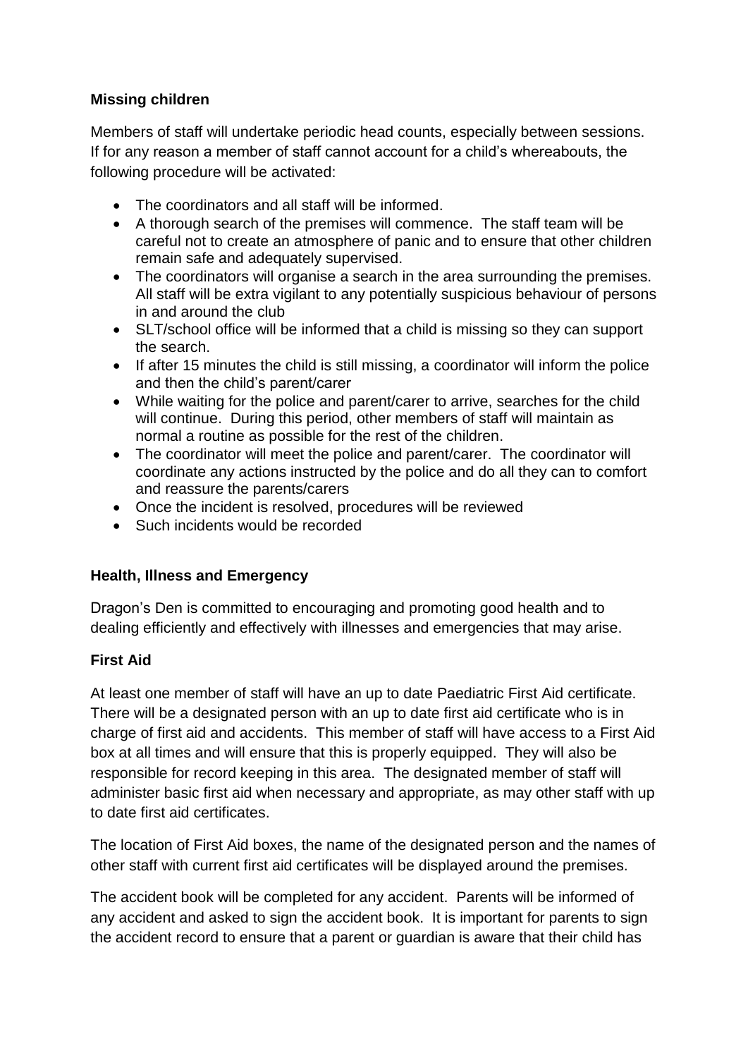**Missing children**

Members of staff will undertake periodic head counts, especially between sessions. If for any reason a member of staff cannot account for a child's whereabouts, the following procedure will be activated:

- The coordinators and all staff will be informed.
- A thorough search of the premises will commence. The staff team will be careful not to create an atmosphere of panic and to ensure that other children remain safe and adequately supervised.
- The coordinators will organise a search in the area surrounding the premises. All staff will be extra vigilant to any potentially suspicious behaviour of persons in and around the club
- SLT/school office will be informed that a child is missing so they can support the search.
- If after 15 minutes the child is still missing, a coordinator will inform the police and then the child's parent/carer
- While waiting for the police and parent/carer to arrive, searches for the child will continue. During this period, other members of staff will maintain as normal a routine as possible for the rest of the children.
- The coordinator will meet the police and parent/carer. The coordinator will coordinate any actions instructed by the police and do all they can to comfort and reassure the parents/carers
- Once the incident is resolved, procedures will be reviewed
- Such incidents would be recorded

**Health, Illness and Emergency**

Dragon's Den is committed to encouraging and promoting good health and to dealing efficiently and effectively with illnesses and emergencies that may arise.

**First Aid**

At least one member of staff will have an up to date Paediatric First Aid certificate. There will be a designated person with an up to date first aid certificate who is in charge of first aid and accidents. This member of staff will have access to a First Aid box at all times and will ensure that this is properly equipped. They will also be responsible for record keeping in this area. The designated member of staff will administer basic first aid when necessary and appropriate, as may other staff with up to date first aid certificates.

The location of First Aid boxes, the name of the designated person and the names of other staff with current first aid certificates will be displayed around the premises.

The accident book will be completed for any accident. Parents will be informed of any accident and asked to sign the accident book. It is important for parents to sign the accident record to ensure that a parent or guardian is aware that their child has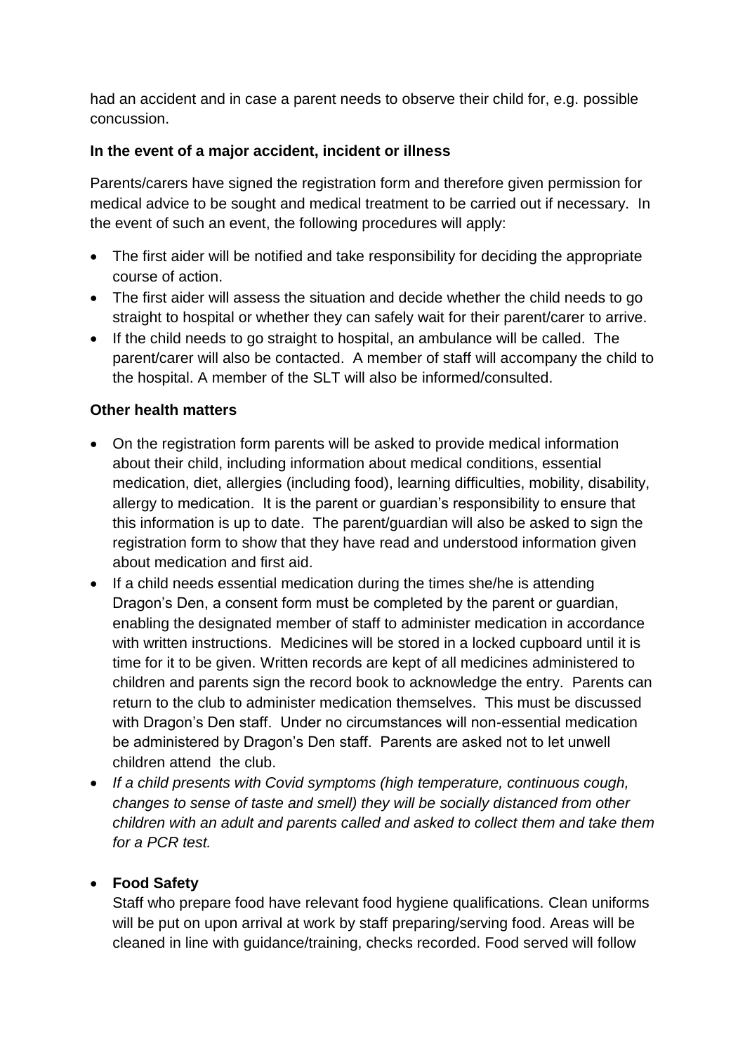had an accident and in case a parent needs to observe their child for, e.g. possible concussion.

**In the event of a major accident, incident or illness**

Parents/carers have signed the registration form and therefore given permission for medical advice to be sought and medical treatment to be carried out if necessary. In the event of such an event, the following procedures will apply:

- The first aider will be notified and take responsibility for deciding the appropriate course of action.
- The first aider will assess the situation and decide whether the child needs to go straight to hospital or whether they can safely wait for their parent/carer to arrive.
- If the child needs to go straight to hospital, an ambulance will be called. The parent/carer will also be contacted. A member of staff will accompany the child to the hospital. A member of the SLT will also be informed/consulted.

**Other health matters**

- On the registration form parents will be asked to provide medical information about their child, including information about medical conditions, essential medication, diet, allergies (including food), learning difficulties, mobility, disability, allergy to medication. It is the parent or guardian's responsibility to ensure that this information is up to date. The parent/guardian will also be asked to sign the registration form to show that they have read and understood information given about medication and first aid.
- If a child needs essential medication during the times she/he is attending Dragon's Den, a consent form must be completed by the parent or guardian, enabling the designated member of staff to administer medication in accordance with written instructions. Medicines will be stored in a locked cupboard until it is time for it to be given. Written records are kept of all medicines administered to children and parents sign the record book to acknowledge the entry. Parents can return to the club to administer medication themselves. This must be discussed with Dragon's Den staff. Under no circumstances will non-essential medication be administered by Dragon's Den staff. Parents are asked not to let unwell children attend the club.
- *If a child presents with Covid symptoms (high temperature, continuous cough, changes to sense of taste and smell) they will be socially distanced from other children with an adult and parents called and asked to collect them and take them for a PCR test.*

- **Food Safety**
  Staff who prepare food have relevant food hygiene qualifications. Clean uniforms will be put on upon arrival at work by staff preparing/serving food. Areas will be cleaned in line with guidance/training, checks recorded. Food served will follow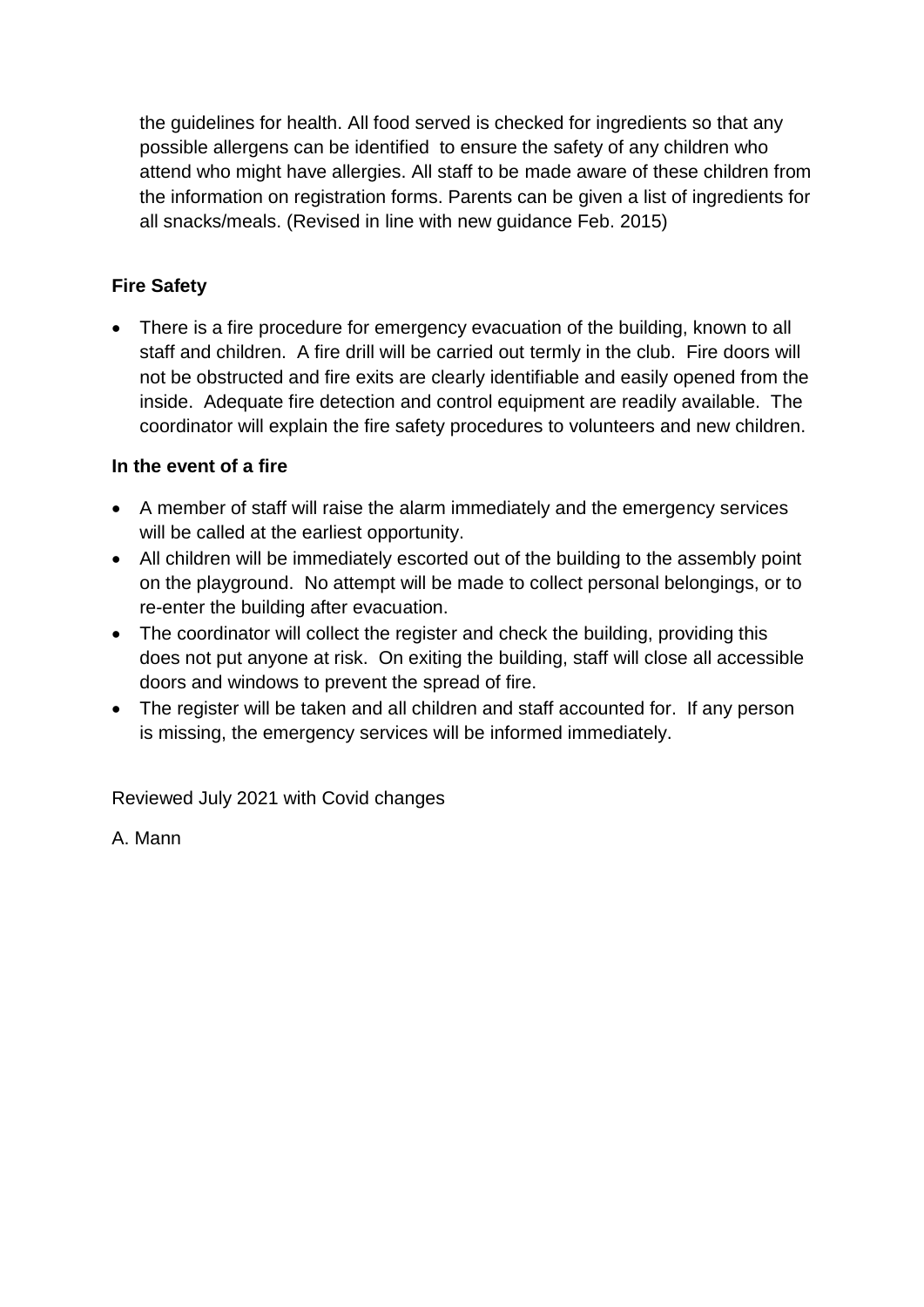the guidelines for health. All food served is checked for ingredients so that any possible allergens can be identified to ensure the safety of any children who attend who might have allergies. All staff to be made aware of these children from the information on registration forms. Parents can be given a list of ingredients for all snacks/meals. (Revised in line with new guidance Feb. 2015)

**Fire Safety**

- There is a fire procedure for emergency evacuation of the building, known to all staff and children. A fire drill will be carried out termly in the club. Fire doors will not be obstructed and fire exits are clearly identifiable and easily opened from the inside. Adequate fire detection and control equipment are readily available. The coordinator will explain the fire safety procedures to volunteers and new children.

**In the event of a fire**

- A member of staff will raise the alarm immediately and the emergency services will be called at the earliest opportunity.
- All children will be immediately escorted out of the building to the assembly point on the playground. No attempt will be made to collect personal belongings, or to re-enter the building after evacuation.
- The coordinator will collect the register and check the building, providing this does not put anyone at risk. On exiting the building, staff will close all accessible doors and windows to prevent the spread of fire.
- The register will be taken and all children and staff accounted for. If any person is missing, the emergency services will be informed immediately.

Reviewed July 2021 with Covid changes

A. Mann